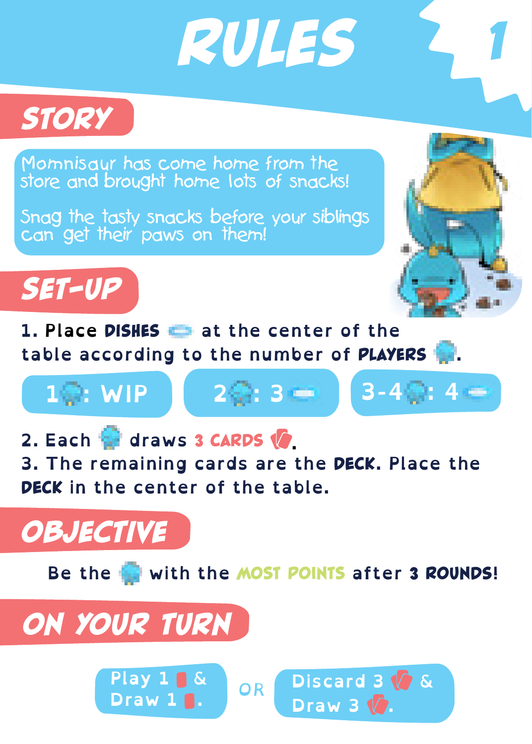# RULES

## STORY

Momnisaur has come home from the store and brought home lots of snacks!

Snag the tasty snacks before your siblings can get their paws on them!

## SET-UP

1. Place **DISHES** at the center of the table according to the number of **PLAYERS**.

| 1 : WIP | 2 : 3 | 3-4 : 4 |
|---|---|---|

2. Each draws **3 CARDS**.
3. The remaining cards are the **DECK**. Place the **DECK** in the center of the table.

## OBJECTIVE

Be the with the **MOST POINTS** after **3 ROUNDS!**

## ON YOUR TURN

Play 1 & Draw 1.

OR

Discard 3 & Draw 3.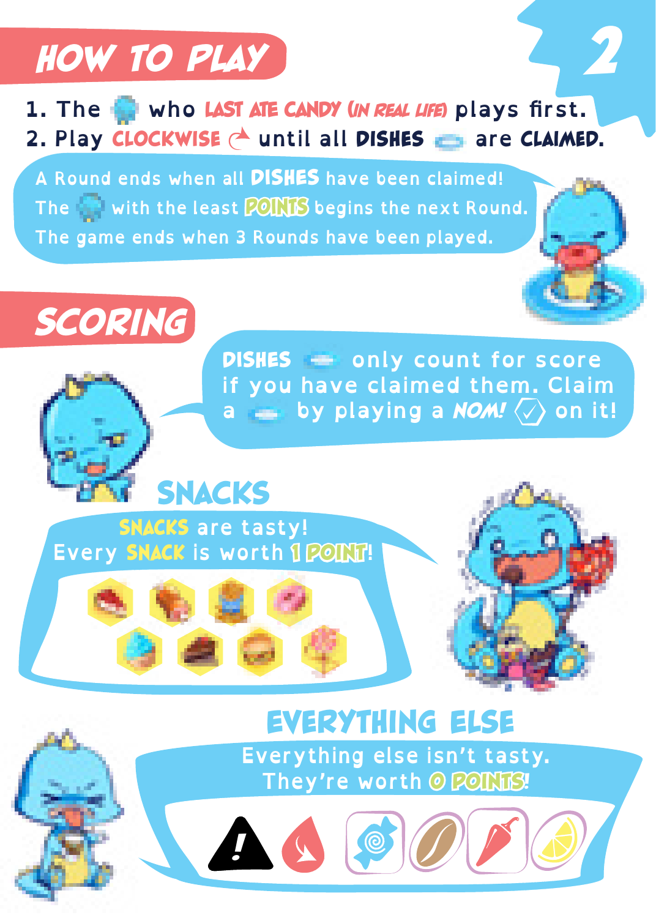# HOW TO PLAY

1. The who **LAST ATE CANDY (IN REAL LIFE)** plays first.
2. Play **CLOCKWISE** until all **DISHES** are **CLAIMED.**

A Round ends when all **DISHES** have been claimed!
The with the least **POINTS** begins the next Round.
The game ends when 3 Rounds have been played.

# SCORING

**DISHES** only count for score if you have claimed them. Claim a by playing a ***NOM!*** on it!

## SNACKS

**SNACKS** are tasty!
Every **SNACK** is worth **1 POINT**!

## EVERYTHING ELSE

Everything else isn't tasty.
They're worth **0 POINTS**!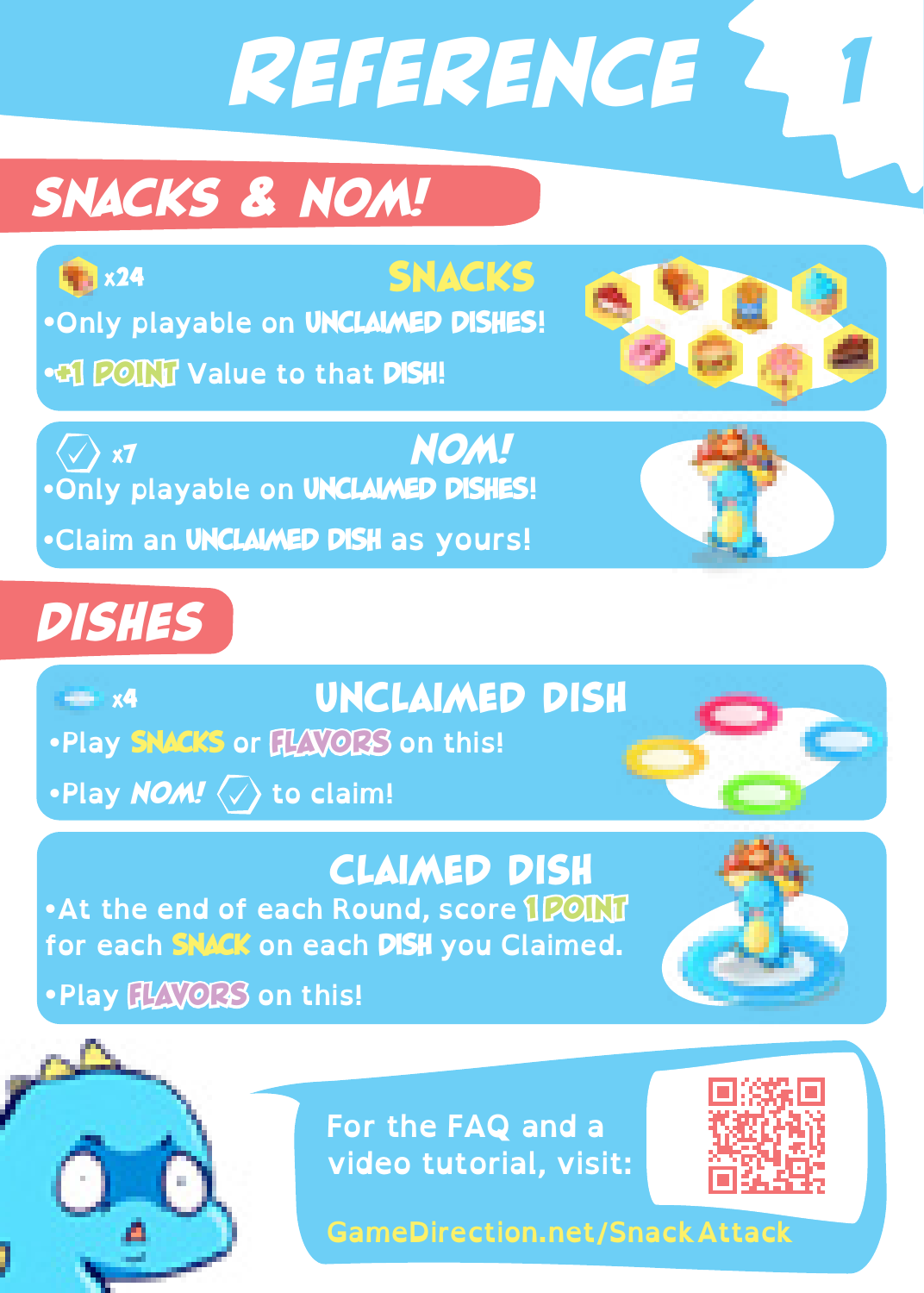# REFERENCE 1

## SNACKS & NOM!

### SNACKS

x24

- Only playable on **UNCLAIMED DISHES!**
- **+1 POINT** Value to that **DISH!**

### NOM!

x7

- Only playable on **UNCLAIMED DISHES!**
- Claim an **UNCLAIMED DISH** as yours!

## DISHES

### UNCLAIMED DISH

x4

- Play **SNACKS** or **FLAVORS** on this!
- Play ***NOM!*** to claim!

### CLAIMED DISH

- At the end of each Round, score **1 POINT** for each **SNACK** on each **DISH** you Claimed.
- Play **FLAVORS** on this!

For the FAQ and a video tutorial, visit:

GameDirection.net/SnackAttack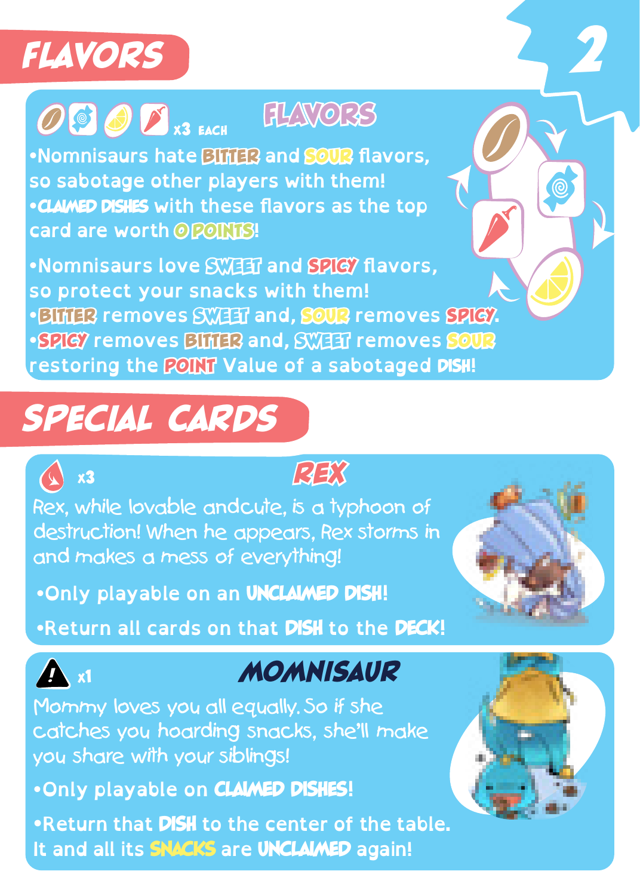# FLAVORS

x3 EACH

## FLAVORS

- Nomnisaurs hate **BITTER** and **SOUR** flavors, so sabotage other players with them!
- **CLAIMED DISHES** with these flavors as the top card are worth **0 POINTS**!

- Nomnisaurs love **SWEET** and **SPICY** flavors, so protect your snacks with them!
- **BITTER** removes **SWEET** and, **SOUR** removes **SPICY**.
- **SPICY** removes **BITTER** and, **SWEET** removes **SOUR** restoring the **POINT** Value of a sabotaged **DISH**!

# SPECIAL CARDS

x3

## REX

Rex, while lovable andcute, is a typhoon of destruction! When he appears, Rex storms in and makes a mess of everything!

- Only playable on an **UNCLAIMED DISH**!
- Return all cards on that **DISH** to the **DECK**!

x1

## MOMNISAUR

Mommy loves you all equally. So if she catches you hoarding snacks, she'll make you share with your siblings!

- Only playable on **CLAIMED DISHES**!
- Return that **DISH** to the center of the table. It and all its **SNACKS** are **UNCLAIMED** again!